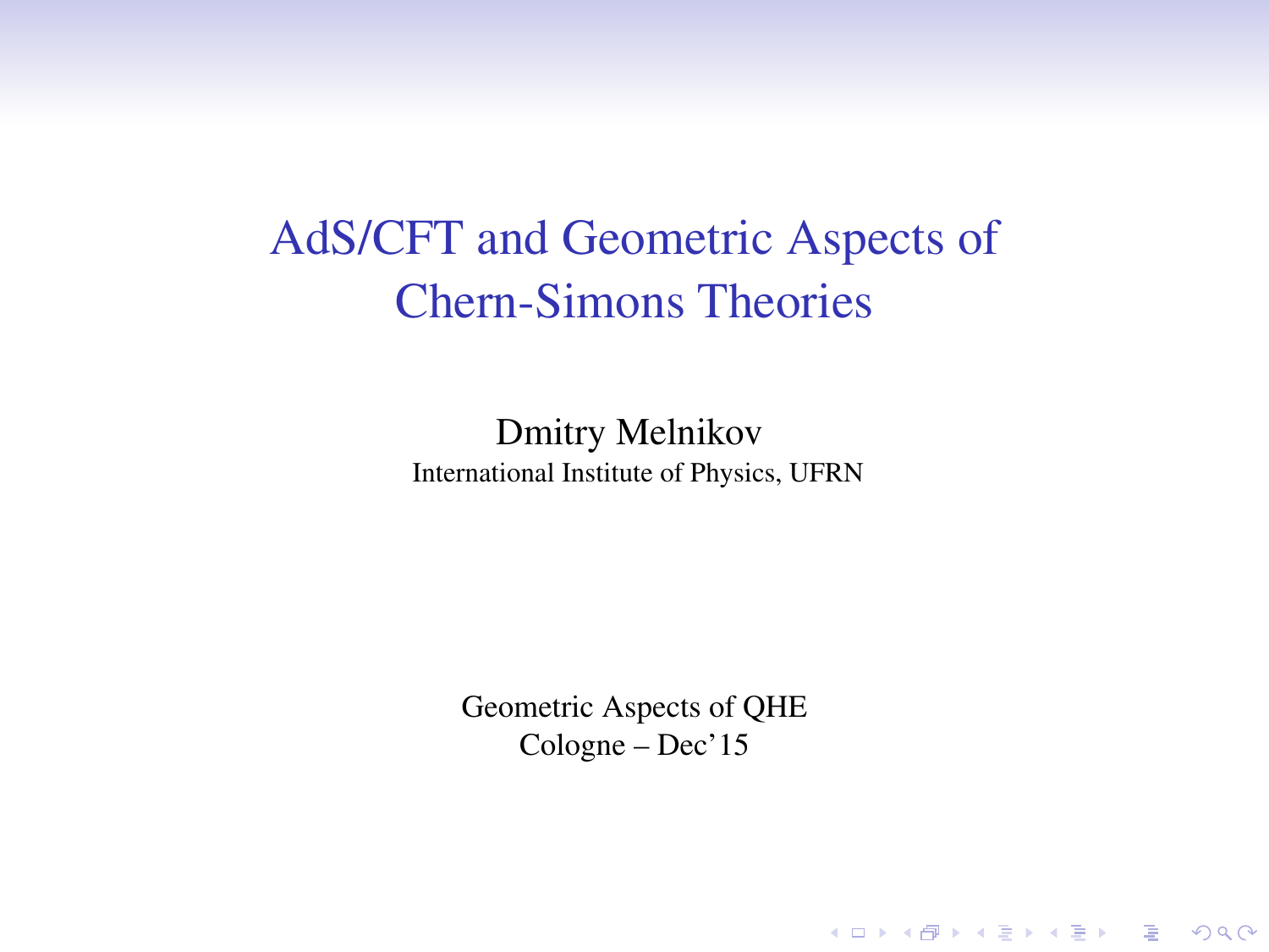# AdS/CFT and Geometric Aspects of Chern-Simons Theories

Dmitry Melnikov

International Institute of Physics, UFRN

Geometric Aspects of QHE

Cologne – Dec'15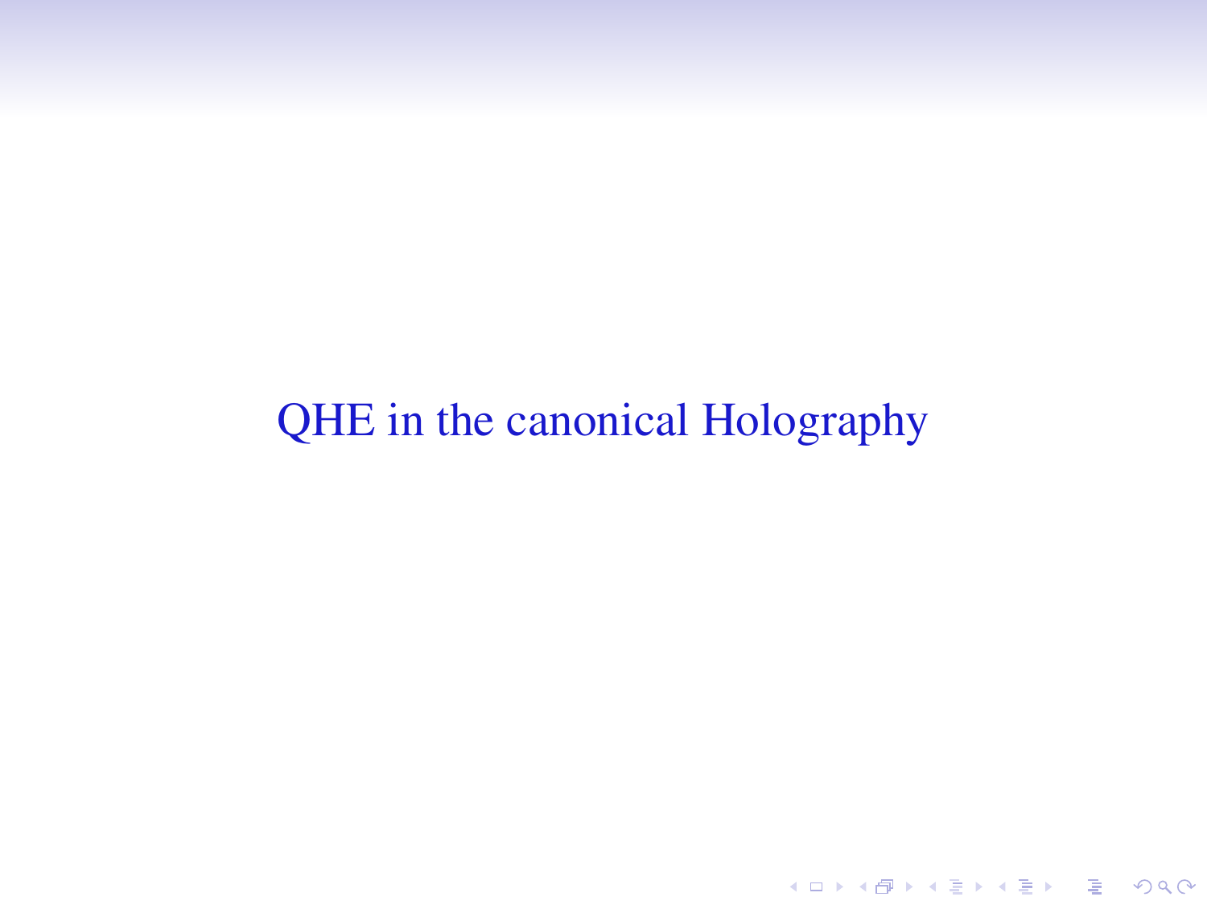# QHE in the canonical Holography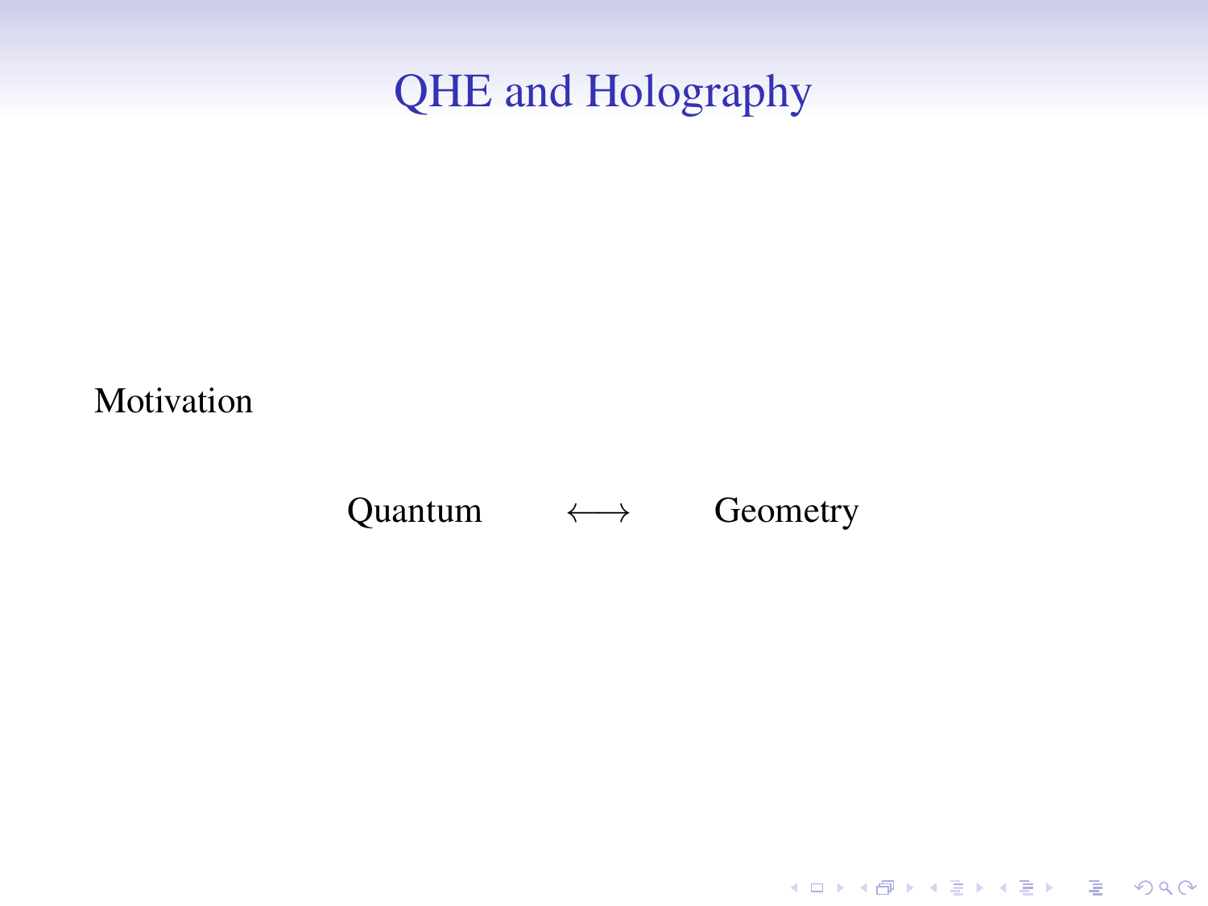# QHE and Holography

Motivation

$$\text{Quantum} \qquad \longleftrightarrow \qquad \text{Geometry}$$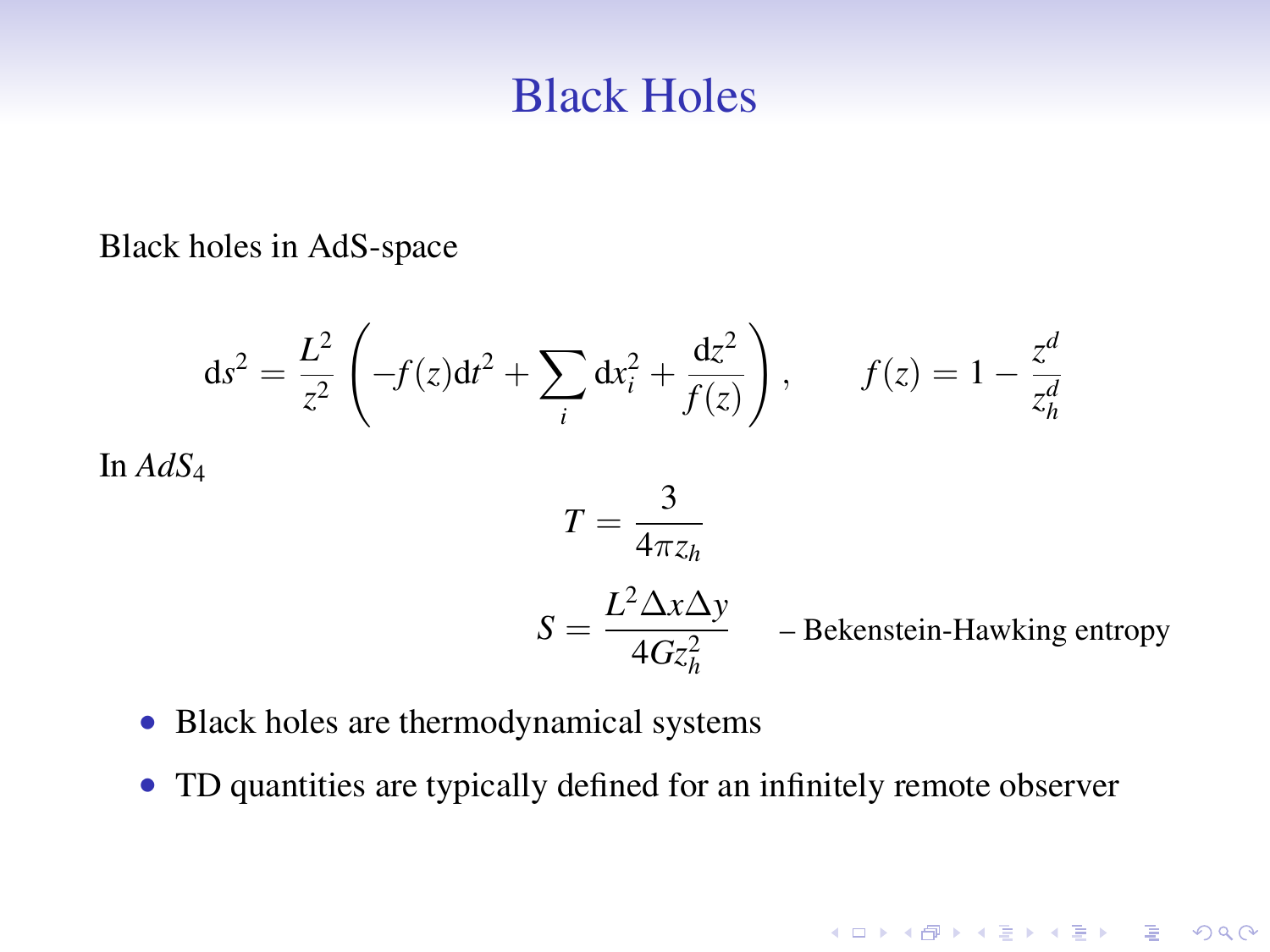# Black Holes

Black holes in AdS-space

$$\mathrm{d}s^2 = \frac{L^2}{z^2}\left(-f(z)\mathrm{d}t^2 + \sum_i \mathrm{d}x_i^2 + \frac{\mathrm{d}z^2}{f(z)}\right), \qquad f(z) = 1 - \frac{z^d}{z_h^d}$$

In $AdS_4$

$$T = \frac{3}{4\pi z_h}$$

$$S = \frac{L^2 \Delta x \Delta y}{4G z_h^2} \qquad \text{– Bekenstein-Hawking entropy}$$

- Black holes are thermodynamical systems
- TD quantities are typically defined for an infinitely remote observer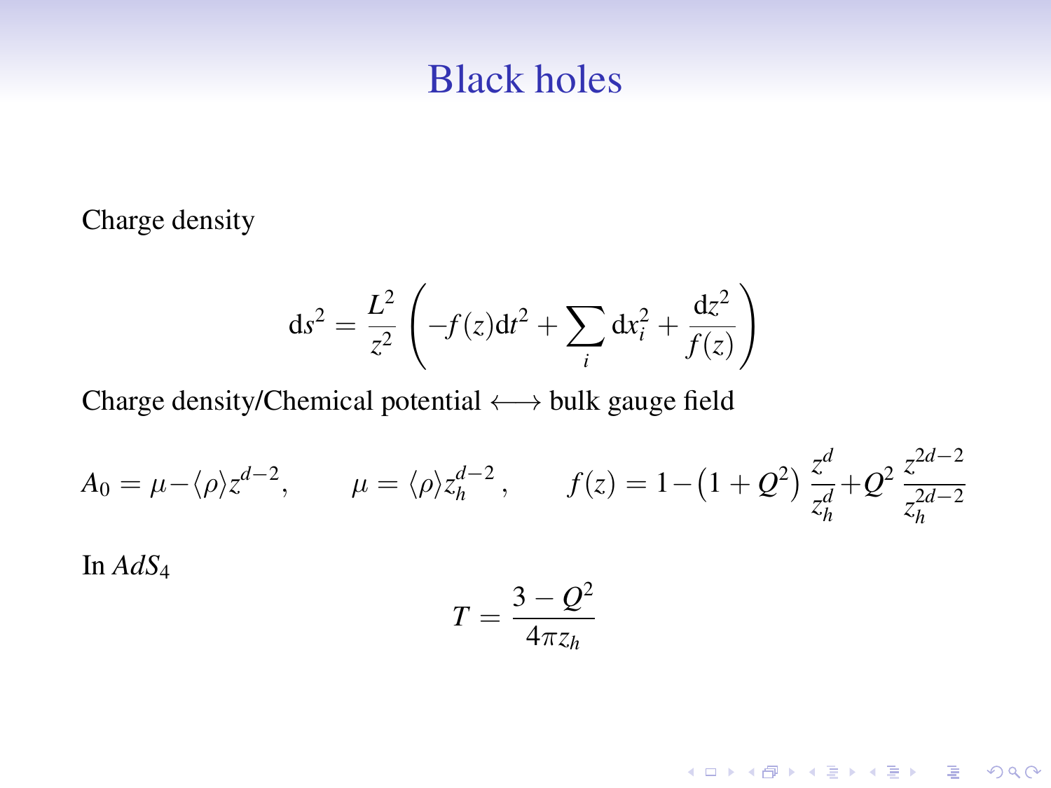# Black holes

Charge density

$$\mathrm{d}s^2 = \frac{L^2}{z^2}\left(-f(z)\mathrm{d}t^2 + \sum_i \mathrm{d}x_i^2 + \frac{\mathrm{d}z^2}{f(z)}\right)$$

Charge density/Chemical potential $\longleftrightarrow$ bulk gauge field

$$A_0 = \mu - \langle\rho\rangle z^{d-2}, \qquad \mu = \langle\rho\rangle z_h^{d-2}\,, \qquad f(z) = 1 - \left(1 + Q^2\right)\frac{z^d}{z_h^d} + Q^2\,\frac{z^{2d-2}}{z_h^{2d-2}}$$

In $AdS_4$

$$T = \frac{3 - Q^2}{4\pi z_h}$$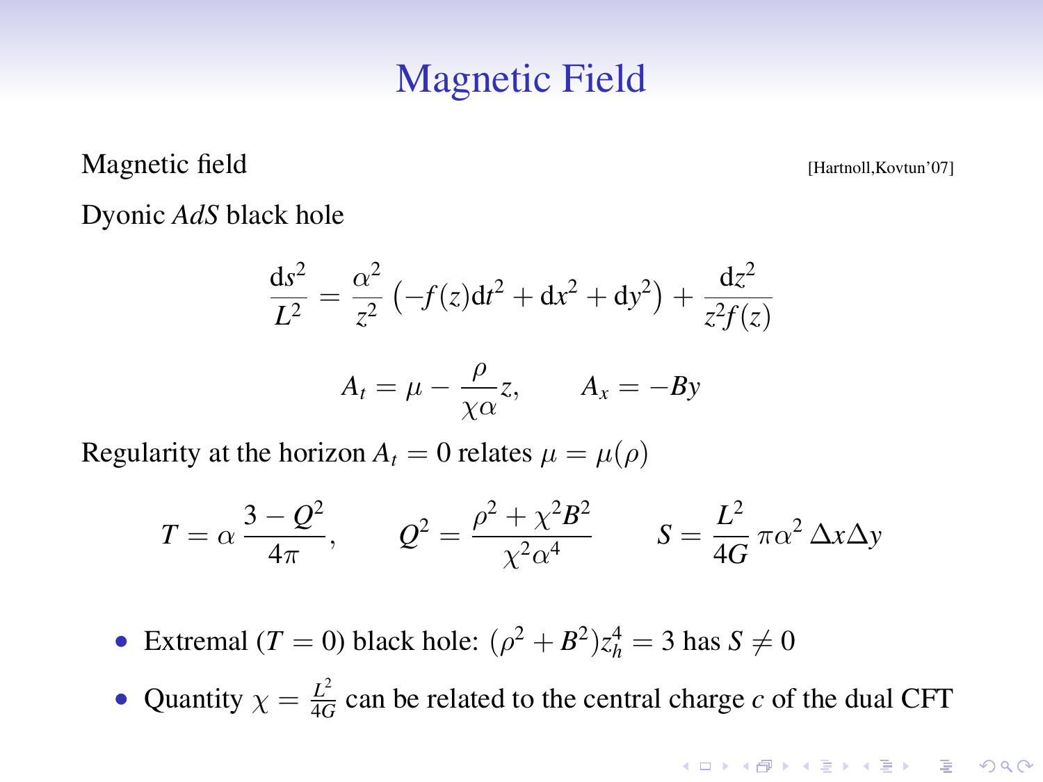# Magnetic Field

Magnetic field [Hartnoll,Kovtun'07]

Dyonic *AdS* black hole

$$\frac{\mathrm{d}s^2}{L^2} = \frac{\alpha^2}{z^2}\left(-f(z)\mathrm{d}t^2 + \mathrm{d}x^2 + \mathrm{d}y^2\right) + \frac{\mathrm{d}z^2}{z^2 f(z)}$$

$$A_t = \mu - \frac{\rho}{\chi\alpha}z, \qquad A_x = -By$$

Regularity at the horizon $A_t = 0$ relates $\mu = \mu(\rho)$

$$T = \alpha\,\frac{3-Q^2}{4\pi}, \qquad Q^2 = \frac{\rho^2+\chi^2 B^2}{\chi^2\alpha^4} \qquad S = \frac{L^2}{4G}\,\pi\alpha^2\,\Delta x\Delta y$$

- Extremal ($T=0$) black hole: $(\rho^2+B^2)z_h^4 = 3$ has $S \neq 0$
- Quantity $\chi = \frac{L^2}{4G}$ can be related to the central charge $c$ of the dual CFT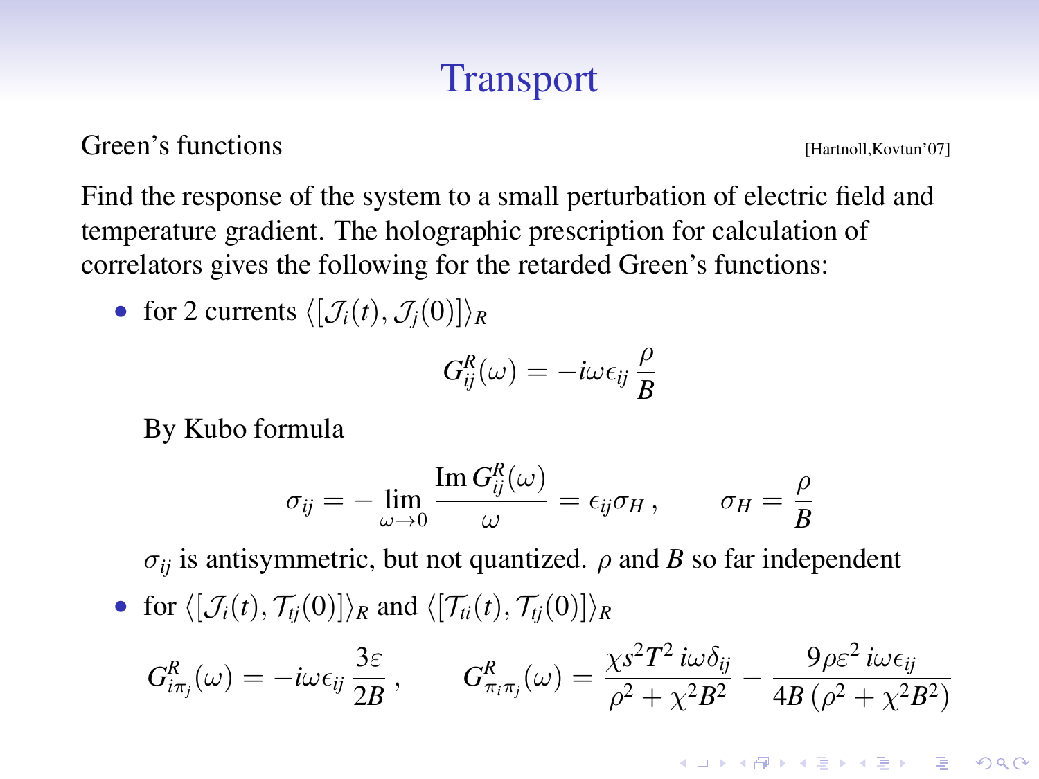# Transport

Green's functions [Hartnoll,Kovtun'07]

Find the response of the system to a small perturbation of electric field and temperature gradient. The holographic prescription for calculation of correlators gives the following for the retarded Green's functions:

- for 2 currents $\langle [\mathcal{J}_i(t), \mathcal{J}_j(0)] \rangle_R$

  $$G^R_{ij}(\omega) = -i\omega\epsilon_{ij}\,\frac{\rho}{B}$$

  By Kubo formula

  $$\sigma_{ij} = -\lim_{\omega\to 0}\frac{\operatorname{Im} G^R_{ij}(\omega)}{\omega} = \epsilon_{ij}\sigma_H\,, \qquad \sigma_H = \frac{\rho}{B}$$

  $\sigma_{ij}$ is antisymmetric, but not quantized. $\rho$ and $B$ so far independent

- for $\langle [\mathcal{J}_i(t), \mathcal{T}_{tj}(0)] \rangle_R$ and $\langle [\mathcal{T}_{ti}(t), \mathcal{T}_{tj}(0)] \rangle_R$

$$G^R_{i\pi_j}(\omega) = -i\omega\epsilon_{ij}\,\frac{3\varepsilon}{2B}\,, \qquad G^R_{\pi_i\pi_j}(\omega) = \frac{\chi s^2 T^2\, i\omega\delta_{ij}}{\rho^2+\chi^2B^2} - \frac{9\rho\varepsilon^2\, i\omega\epsilon_{ij}}{4B\,(\rho^2+\chi^2B^2)}$$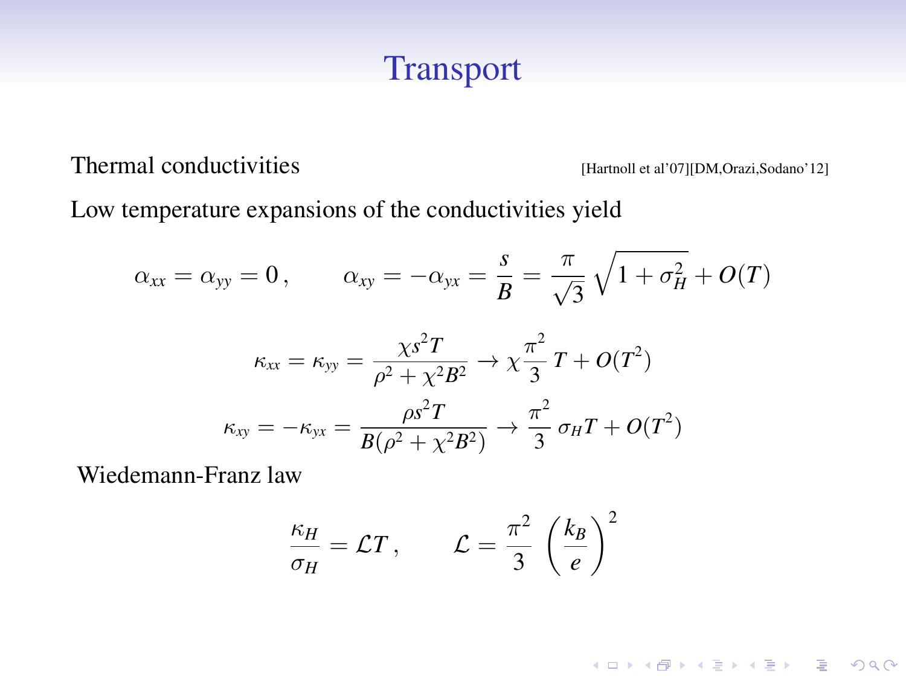# Transport

Thermal conductivities [Hartnoll et al'07][DM,Orazi,Sodano'12]

Low temperature expansions of the conductivities yield

$$\alpha_{xx} = \alpha_{yy} = 0\,, \qquad \alpha_{xy} = -\alpha_{yx} = \frac{s}{B} = \frac{\pi}{\sqrt{3}}\sqrt{1+\sigma_H^2} + O(T)$$

$$\kappa_{xx} = \kappa_{yy} = \frac{\chi s^2 T}{\rho^2 + \chi^2 B^2} \to \chi \frac{\pi^2}{3}\, T + O(T^2)$$

$$\kappa_{xy} = -\kappa_{yx} = \frac{\rho s^2 T}{B(\rho^2 + \chi^2 B^2)} \to \frac{\pi^2}{3}\, \sigma_H T + O(T^2)$$

Wiedemann-Franz law

$$\frac{\kappa_H}{\sigma_H} = \mathcal{L} T\,, \qquad \mathcal{L} = \frac{\pi^2}{3}\left(\frac{k_B}{e}\right)^2$$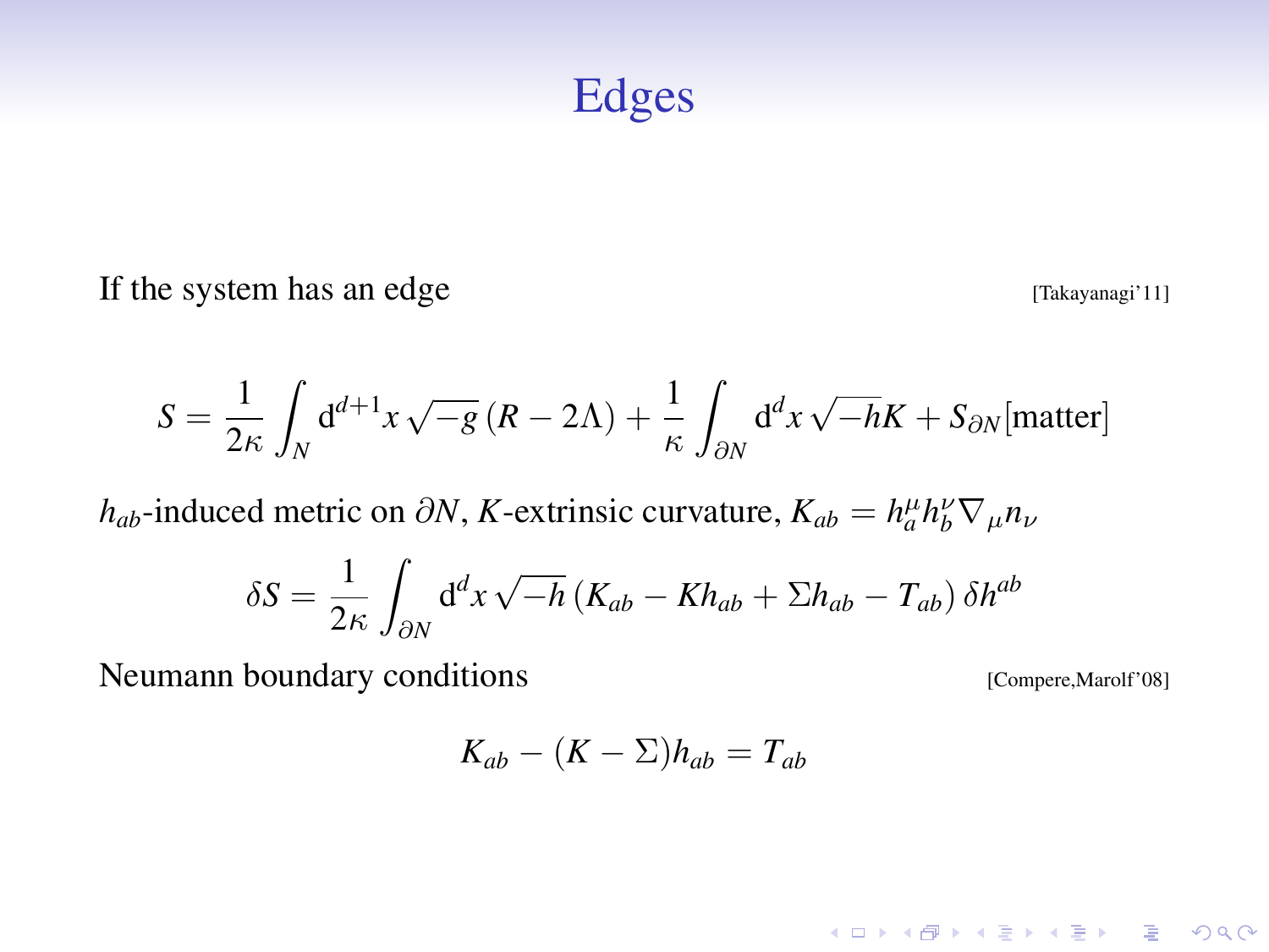# Edges

If the system has an edge [Takayanagi'11]

$$S = \frac{1}{2\kappa} \int_N \mathrm{d}^{d+1}x \sqrt{-g} \left(R - 2\Lambda\right) + \frac{1}{\kappa} \int_{\partial N} \mathrm{d}^d x \sqrt{-h} K + S_{\partial N}[\text{matter}]$$

$h_{ab}$-induced metric on $\partial N$, $K$-extrinsic curvature, $K_{ab} = h_a^\mu h_b^\nu \nabla_\mu n_\nu$

$$\delta S = \frac{1}{2\kappa} \int_{\partial N} \mathrm{d}^d x \sqrt{-h} \left(K_{ab} - K h_{ab} + \Sigma h_{ab} - T_{ab}\right) \delta h^{ab}$$

Neumann boundary conditions [Compere,Marolf'08]

$$K_{ab} - (K - \Sigma) h_{ab} = T_{ab}$$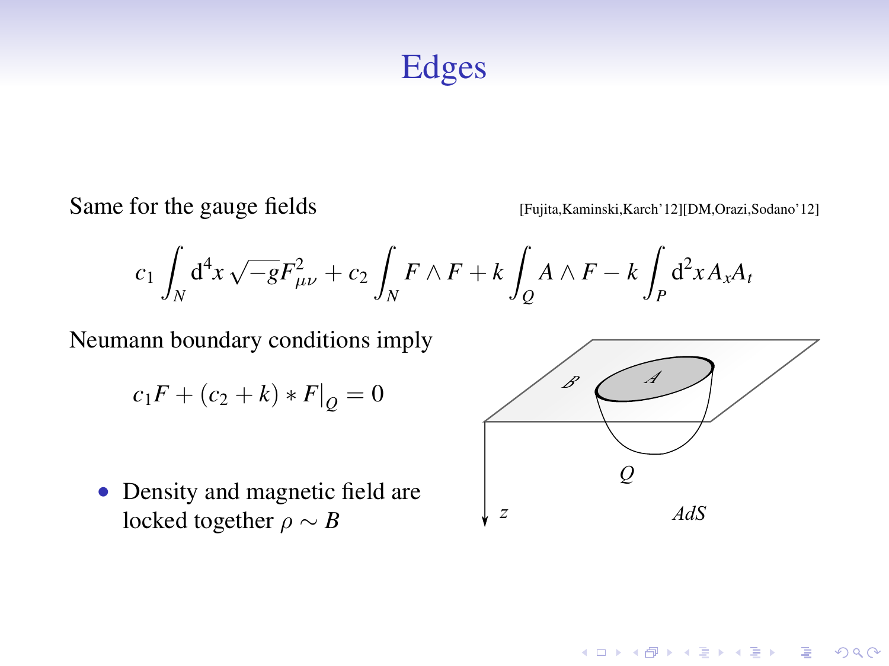# Edges

Same for the gauge fields [Fujita,Kaminski,Karch'12][DM,Orazi,Sodano'12]

$$c_1 \int_N d^4x \sqrt{-g} F_{\mu\nu}^2 + c_2 \int_N F \wedge F + k \int_Q A \wedge F - k \int_P d^2x \, A_x A_t$$

Neumann boundary conditions imply

$$c_1 F + (c_2 + k) * F|_Q = 0$$

- Density and magnetic field are locked together $\rho \sim B$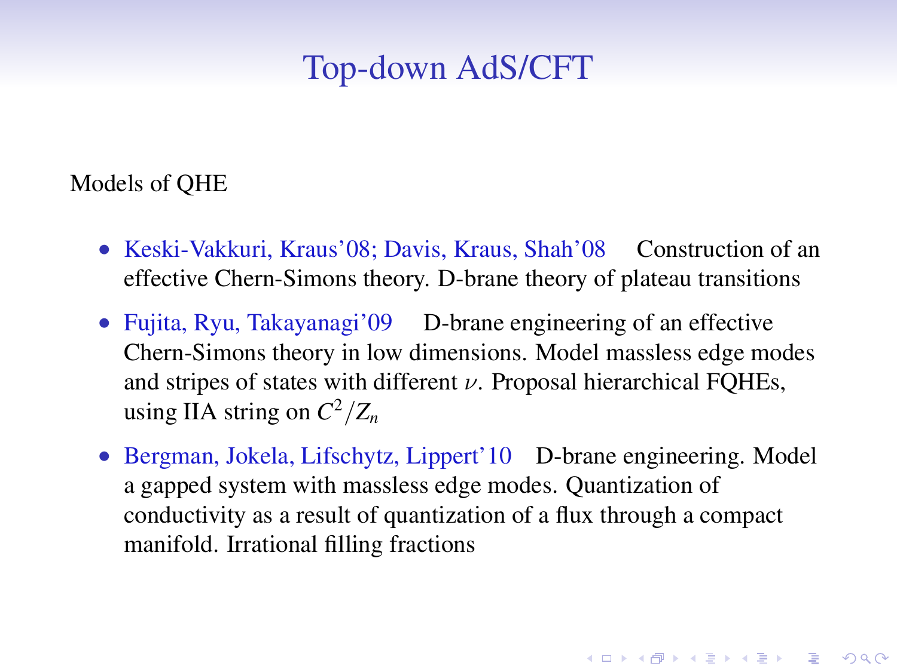# Top-down AdS/CFT

Models of QHE

- Keski-Vakkuri, Kraus'08; Davis, Kraus, Shah'08 Construction of an effective Chern-Simons theory. D-brane theory of plateau transitions
- Fujita, Ryu, Takayanagi'09 D-brane engineering of an effective Chern-Simons theory in low dimensions. Model massless edge modes and stripes of states with different $\nu$. Proposal hierarchical FQHEs, using IIA string on $C^2/Z_n$
- Bergman, Jokela, Lifschytz, Lippert'10 D-brane engineering. Model a gapped system with massless edge modes. Quantization of conductivity as a result of quantization of a flux through a compact manifold. Irrational filling fractions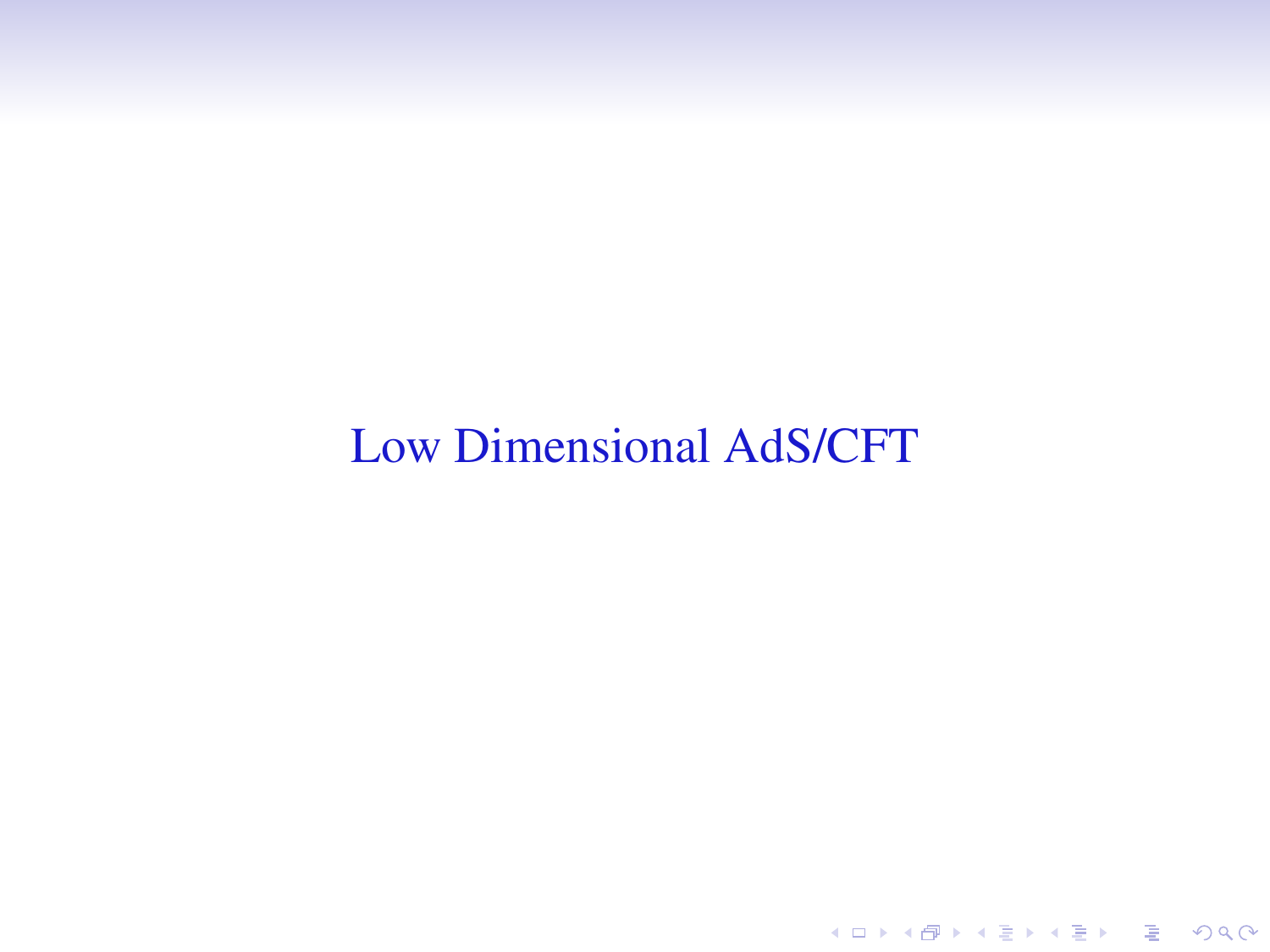# Low Dimensional AdS/CFT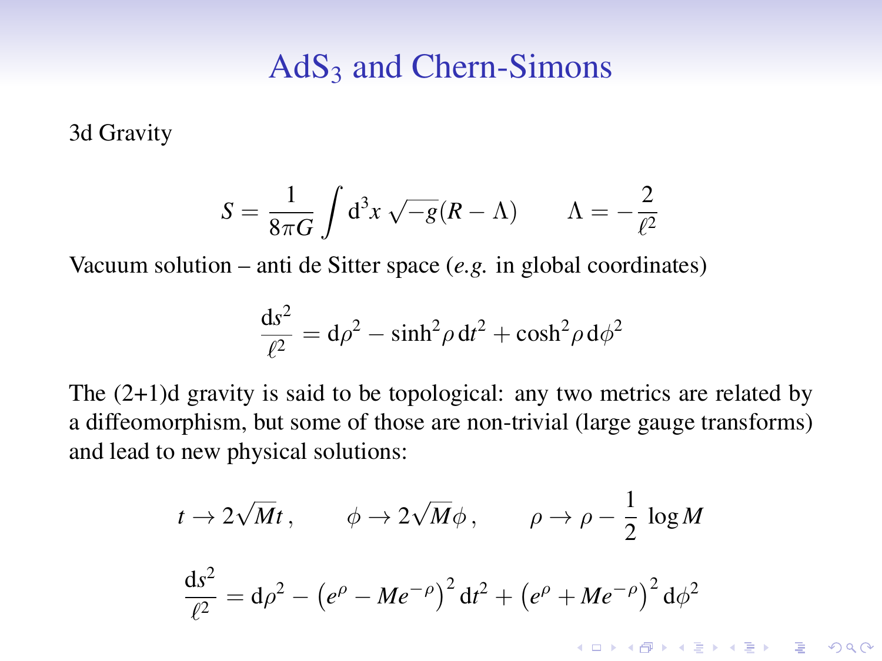# AdS$_3$ and Chern-Simons

3d Gravity

$$S = \frac{1}{8\pi G} \int \mathrm{d}^3x \sqrt{-g}(R - \Lambda) \qquad \Lambda = -\frac{2}{\ell^2}$$

Vacuum solution – anti de Sitter space (*e.g.* in global coordinates)

$$\frac{\mathrm{d}s^2}{\ell^2} = \mathrm{d}\rho^2 - \sinh^2\rho \, \mathrm{d}t^2 + \cosh^2\rho \, \mathrm{d}\phi^2$$

The (2+1)d gravity is said to be topological: any two metrics are related by a diffeomorphism, but some of those are non-trivial (large gauge transforms) and lead to new physical solutions:

$$t \to 2\sqrt{M}t \,, \qquad \phi \to 2\sqrt{M}\phi \,, \qquad \rho \to \rho - \frac{1}{2} \log M$$

$$\frac{\mathrm{d}s^2}{\ell^2} = \mathrm{d}\rho^2 - \left(e^\rho - Me^{-\rho}\right)^2 \mathrm{d}t^2 + \left(e^\rho + Me^{-\rho}\right)^2 \mathrm{d}\phi^2$$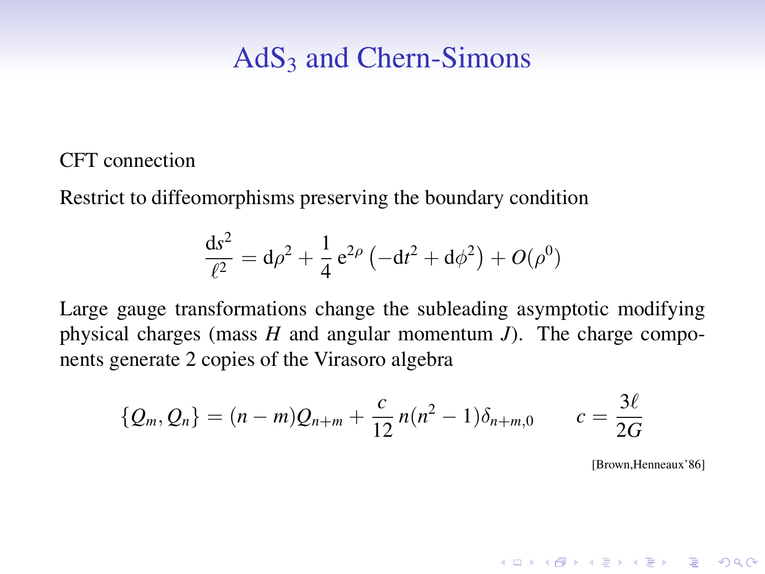# AdS$_3$ and Chern-Simons

CFT connection

Restrict to diffeomorphisms preserving the boundary condition

$$\frac{\mathrm{d}s^2}{\ell^2} = \mathrm{d}\rho^2 + \frac{1}{4}\,\mathrm{e}^{2\rho}\left(-\mathrm{d}t^2 + \mathrm{d}\phi^2\right) + O(\rho^0)$$

Large gauge transformations change the subleading asymptotic modifying physical charges (mass $H$ and angular momentum $J$). The charge components generate 2 copies of the Virasoro algebra

$$\{Q_m, Q_n\} = (n-m)Q_{n+m} + \frac{c}{12}\,n(n^2-1)\delta_{n+m,0} \qquad c = \frac{3\ell}{2G}$$

[Brown,Henneaux'86]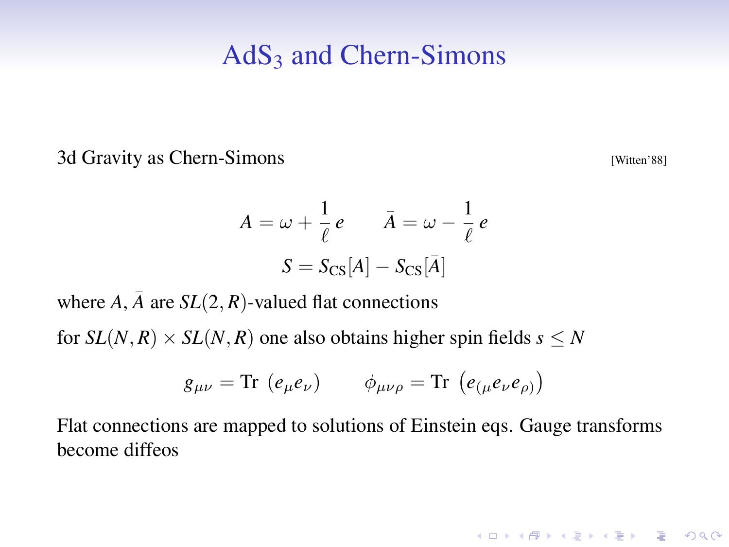# $AdS_3$ and Chern-Simons

3d Gravity as Chern-Simons [Witten'88]

$$A = \omega + \frac{1}{\ell}\, e \qquad \bar{A} = \omega - \frac{1}{\ell}\, e$$

$$S = S_{\text{CS}}[A] - S_{\text{CS}}[\bar{A}]$$

where $A, \bar{A}$ are $SL(2,R)$-valued flat connections

for $SL(N,R) \times SL(N,R)$ one also obtains higher spin fields $s \leq N$

$$g_{\mu\nu} = \text{Tr}\ (e_\mu e_\nu) \qquad \phi_{\mu\nu\rho} = \text{Tr}\ \left(e_{(\mu} e_\nu e_{\rho)}\right)$$

Flat connections are mapped to solutions of Einstein eqs. Gauge transforms become diffeos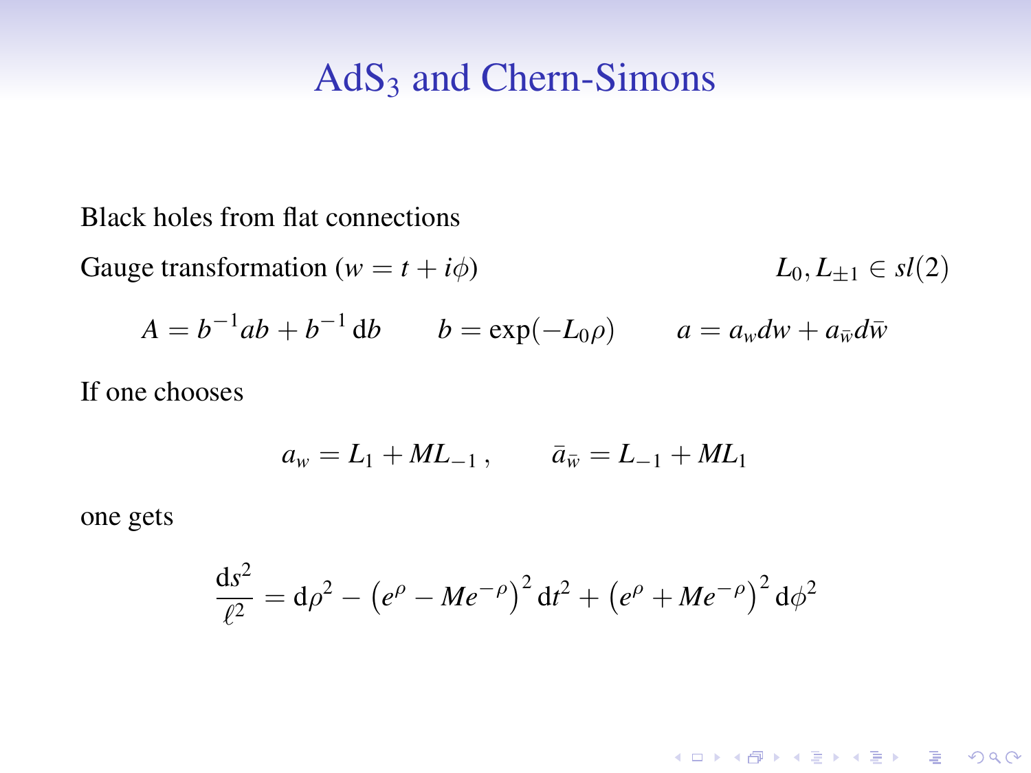# AdS$_3$ and Chern-Simons

Black holes from flat connections

Gauge transformation ($w = t + i\phi$) $\qquad L_0, L_{\pm 1} \in sl(2)$

$$A = b^{-1} a b + b^{-1}\,\mathrm{d}b \qquad b = \exp(-L_0 \rho) \qquad a = a_w dw + a_{\bar{w}} d\bar{w}$$

If one chooses

$$a_w = L_1 + M L_{-1}\,, \qquad \bar{a}_{\bar{w}} = L_{-1} + M L_1$$

one gets

$$\frac{\mathrm{d}s^2}{\ell^2} = \mathrm{d}\rho^2 - \left(e^{\rho} - M e^{-\rho}\right)^2 \mathrm{d}t^2 + \left(e^{\rho} + M e^{-\rho}\right)^2 \mathrm{d}\phi^2$$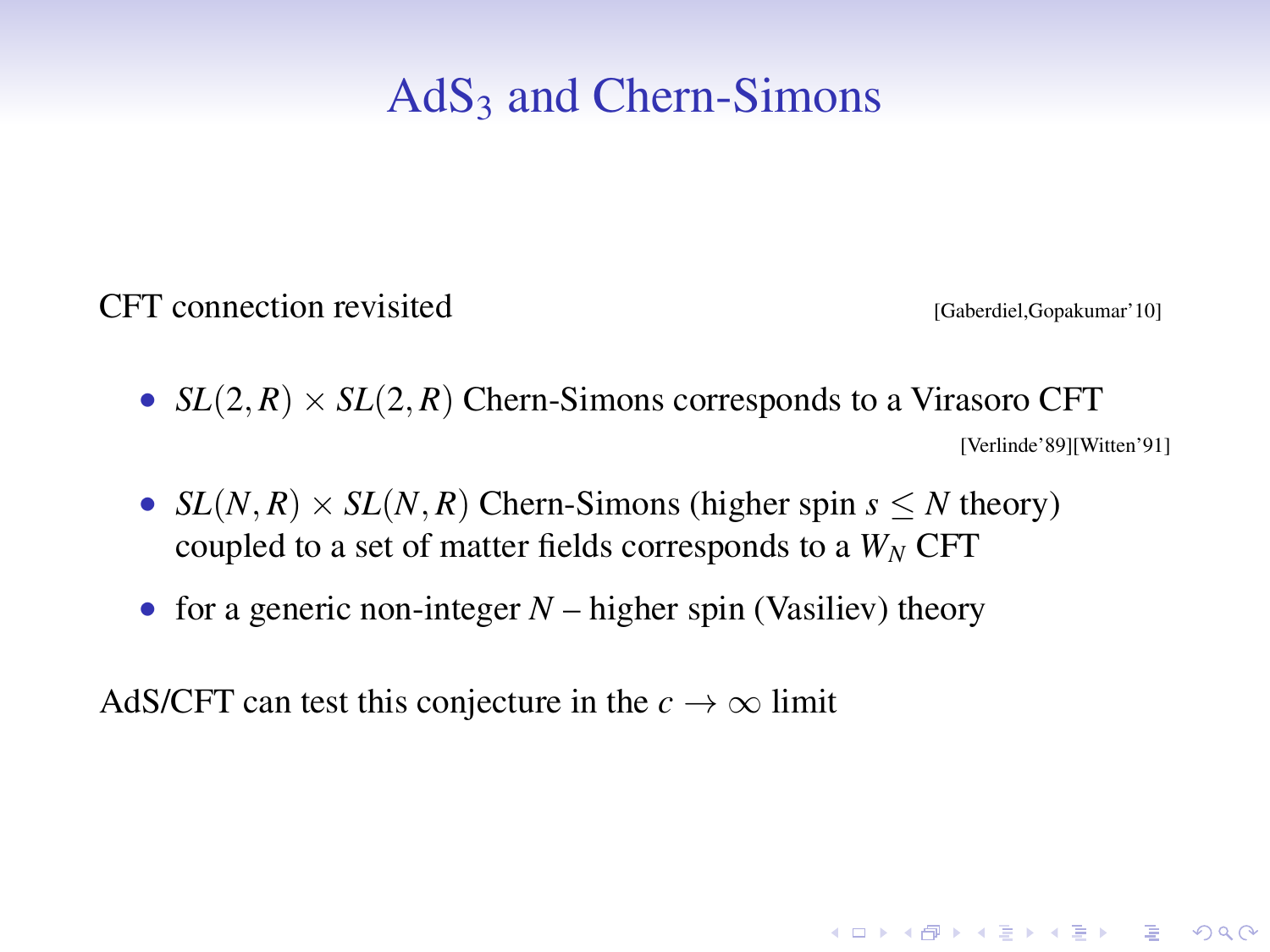# $AdS_3$ and Chern-Simons

CFT connection revisited [Gaberdiel,Gopakumar'10]

- $SL(2,R) \times SL(2,R)$ Chern-Simons corresponds to a Virasoro CFT [Verlinde'89][Witten'91]
- $SL(N,R) \times SL(N,R)$ Chern-Simons (higher spin $s \leq N$ theory) coupled to a set of matter fields corresponds to a $W_N$ CFT
- for a generic non-integer $N$ – higher spin (Vasiliev) theory

AdS/CFT can test this conjecture in the $c \to \infty$ limit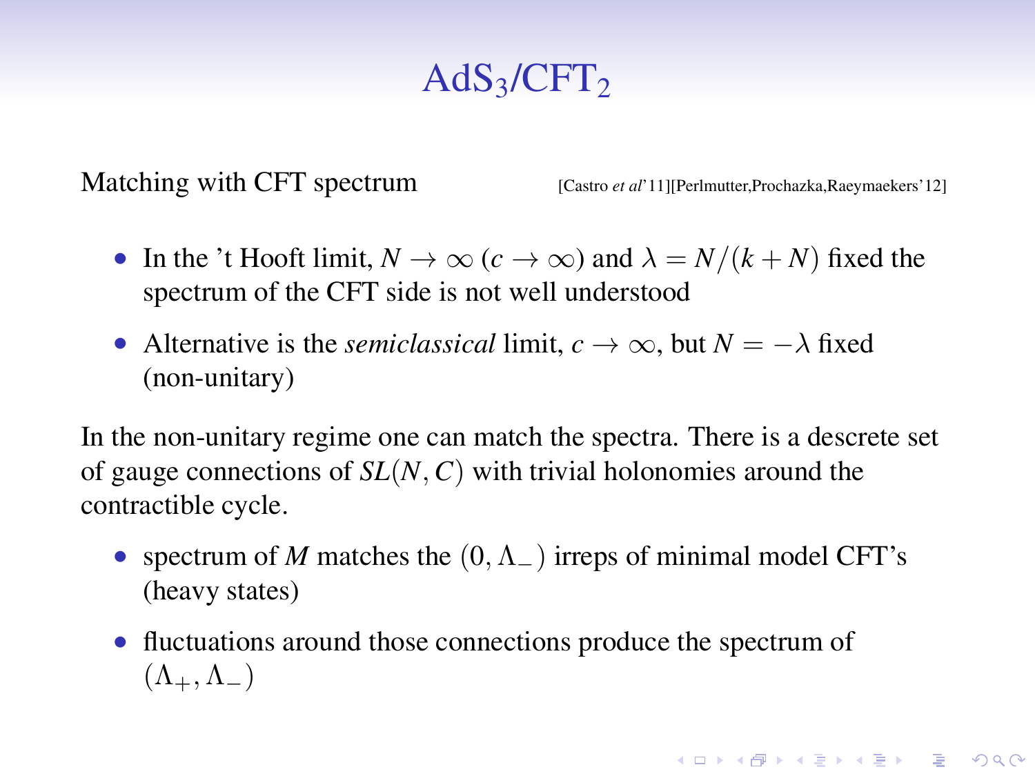# $AdS_3/CFT_2$

Matching with CFT spectrum [Castro *et al*'11][Perlmutter,Prochazka,Raeymaekers'12]

- In the 't Hooft limit, $N \to \infty$ ($c \to \infty$) and $\lambda = N/(k+N)$ fixed the spectrum of the CFT side is not well understood
- Alternative is the *semiclassical* limit, $c \to \infty$, but $N = -\lambda$ fixed (non-unitary)

In the non-unitary regime one can match the spectra. There is a descrete set of gauge connections of $SL(N, C)$ with trivial holonomies around the contractible cycle.

- spectrum of $M$ matches the $(0, \Lambda_-)$ irreps of minimal model CFT's (heavy states)
- fluctuations around those connections produce the spectrum of $(\Lambda_+, \Lambda_-)$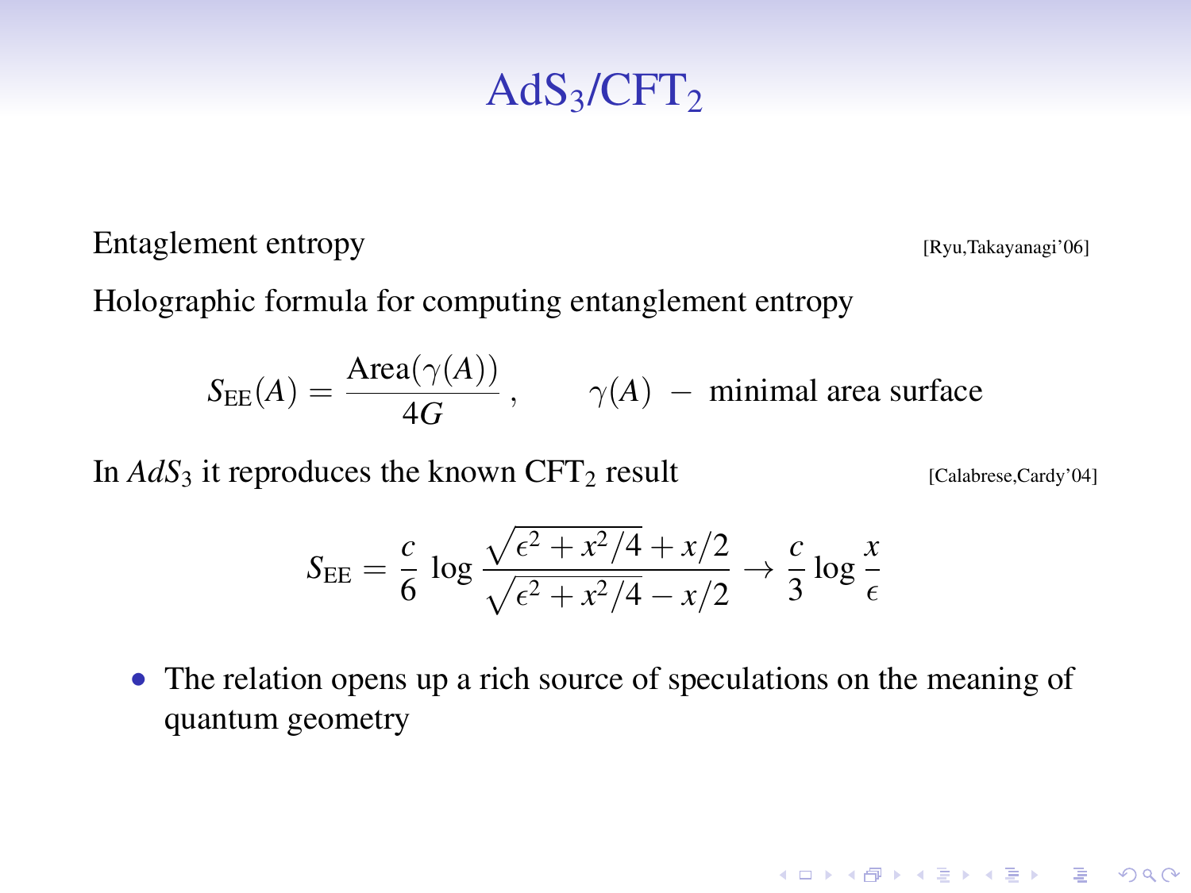# $AdS_3/CFT_2$

Entaglement entropy [Ryu,Takayanagi'06]

Holographic formula for computing entanglement entropy

$$S_{\mathrm{EE}}(A) = \frac{\mathrm{Area}(\gamma(A))}{4G}\,, \qquad \gamma(A)\ -\ \text{minimal area surface}$$

In $AdS_3$ it reproduces the known $\mathrm{CFT}_2$ result [Calabrese,Cardy'04]

$$S_{\mathrm{EE}} = \frac{c}{6}\,\log\frac{\sqrt{\epsilon^2 + x^2/4} + x/2}{\sqrt{\epsilon^2 + x^2/4} - x/2} \to \frac{c}{3}\log\frac{x}{\epsilon}$$

- The relation opens up a rich source of speculations on the meaning of quantum geometry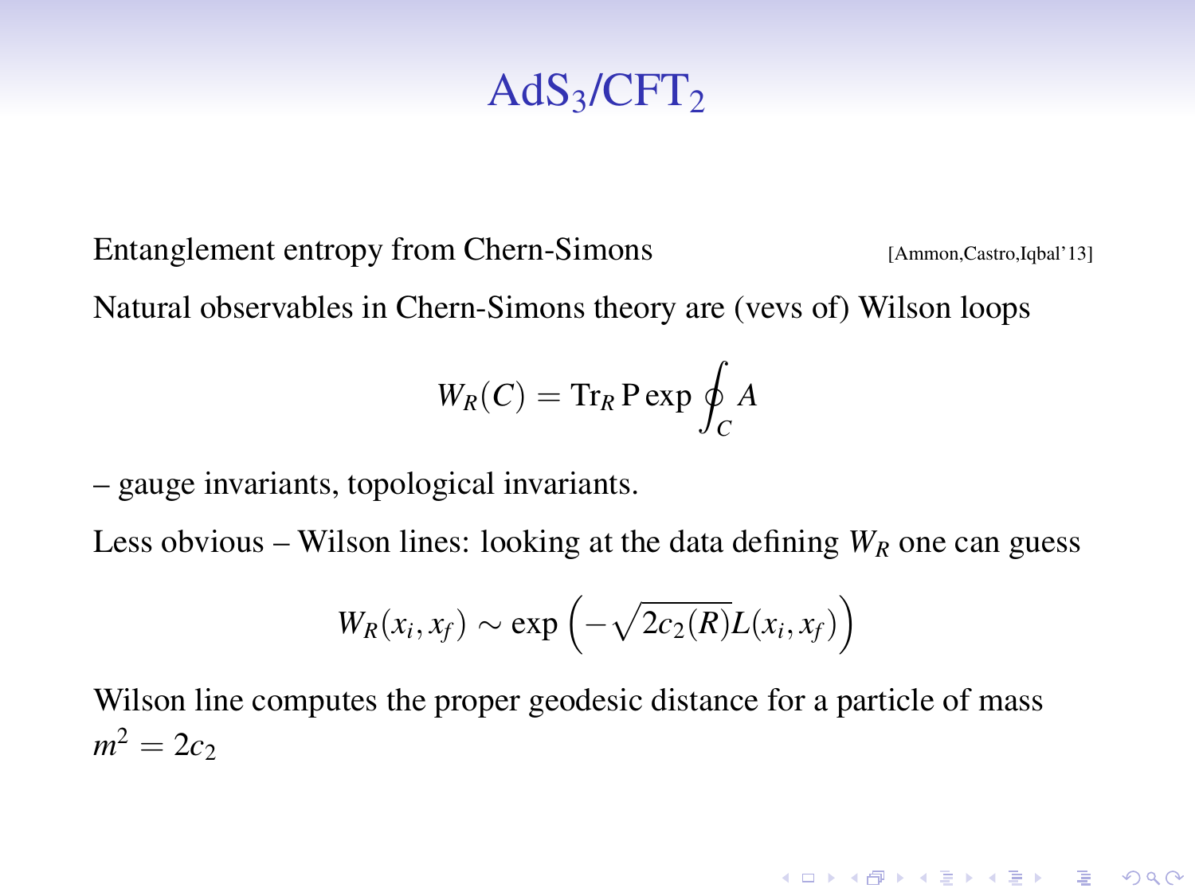# $AdS_3/CFT_2$

Entanglement entropy from Chern-Simons [Ammon,Castro,Iqbal'13]

Natural observables in Chern-Simons theory are (vevs of) Wilson loops

$$W_R(C) = \mathrm{Tr}_R \, \mathrm{P} \exp \oint_C A$$

– gauge invariants, topological invariants.

Less obvious – Wilson lines: looking at the data defining $W_R$ one can guess

$$W_R(x_i, x_f) \sim \exp\left(-\sqrt{2c_2(R)} L(x_i, x_f)\right)$$

Wilson line computes the proper geodesic distance for a particle of mass $m^2 = 2c_2$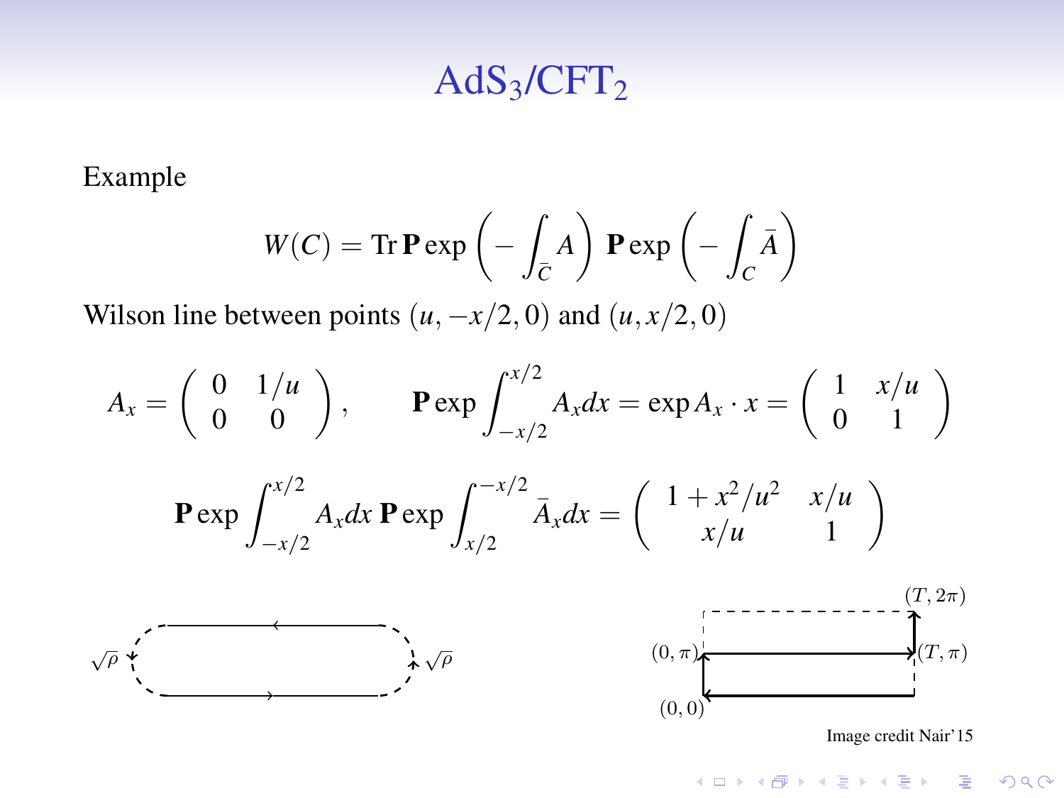# AdS$_3$/CFT$_2$

Example

$$W(C) = \mathrm{Tr}\,\mathbf{P}\exp\left(-\int_{\bar{C}} A\right)\,\mathbf{P}\exp\left(-\int_{C}\bar{A}\right)$$

Wilson line between points $(u, -x/2, 0)$ and $(u, x/2, 0)$

$$A_x = \begin{pmatrix} 0 & 1/u \\ 0 & 0 \end{pmatrix}, \qquad \mathbf{P}\exp\int_{-x/2}^{x/2} A_x dx = \exp A_x \cdot x = \begin{pmatrix} 1 & x/u \\ 0 & 1 \end{pmatrix}$$

$$\mathbf{P}\exp\int_{-x/2}^{x/2} A_x dx\, \mathbf{P}\exp\int_{x/2}^{-x/2} \bar{A}_x dx = \begin{pmatrix} 1 + x^2/u^2 & x/u \\ x/u & 1 \end{pmatrix}$$

$\sqrt{\rho}$ $\sqrt{\rho}$

$(T, 2\pi)$ $(0, \pi)$ $(T, \pi)$ $(0, 0)$

Image credit Nair'15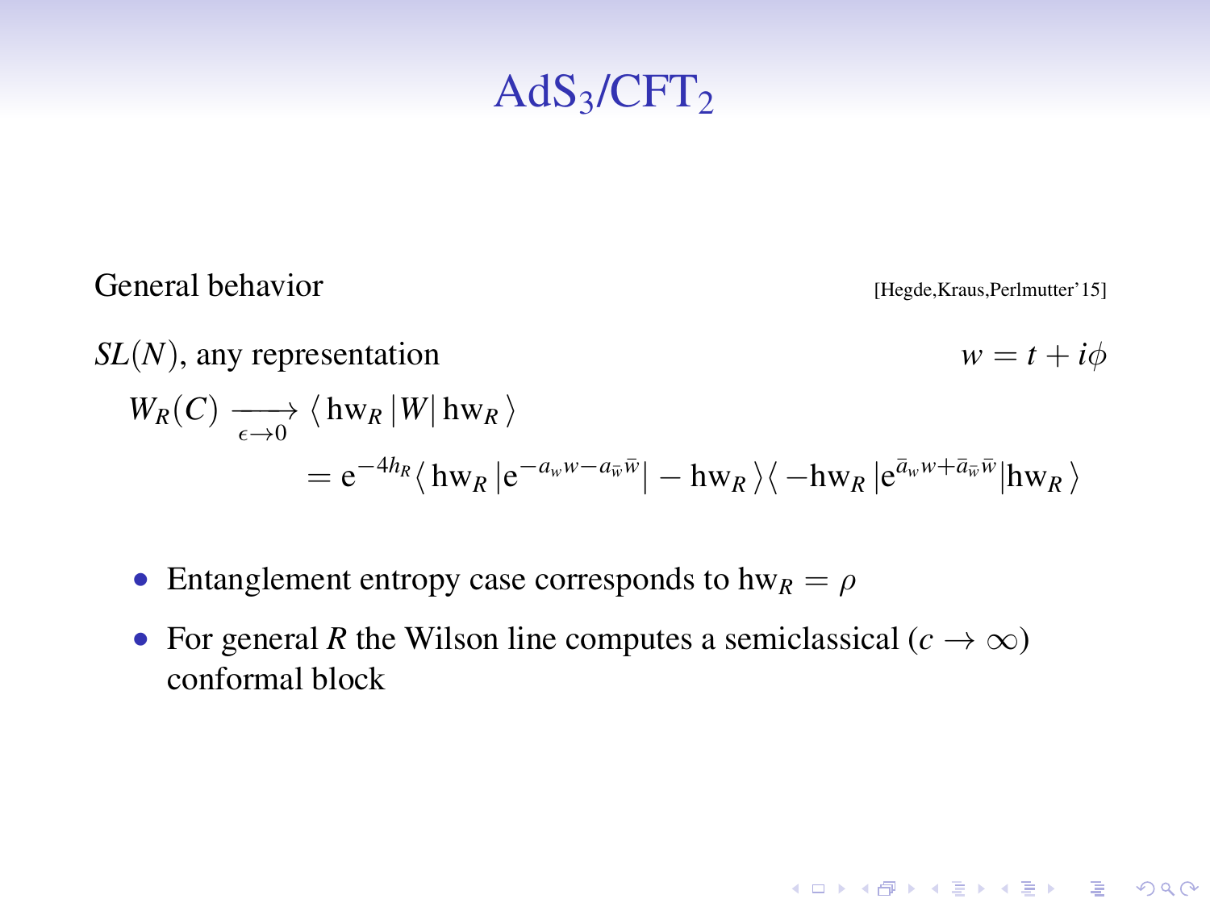# $\mathrm{AdS_3/CFT_2}$

General behavior [Hegde,Kraus,Perlmutter'15]

$SL(N)$, any representation $w = t + i\phi$

$$
\begin{aligned}
W_R(C) &\xrightarrow[\epsilon\to 0]{} \langle\, \mathrm{hw}_R \,|W|\, \mathrm{hw}_R \,\rangle \\
&= \mathrm{e}^{-4h_R} \langle\, \mathrm{hw}_R \,|\mathrm{e}^{-a_w w - a_{\bar{w}}\bar{w}}| - \mathrm{hw}_R \,\rangle \langle\, -\mathrm{hw}_R \,|\mathrm{e}^{\bar{a}_w w + \bar{a}_{\bar{w}}\bar{w}}|\mathrm{hw}_R \,\rangle
\end{aligned}
$$

- Entanglement entropy case corresponds to $\mathrm{hw}_R = \rho$
- For general $R$ the Wilson line computes a semiclassical ($c \to \infty$) conformal block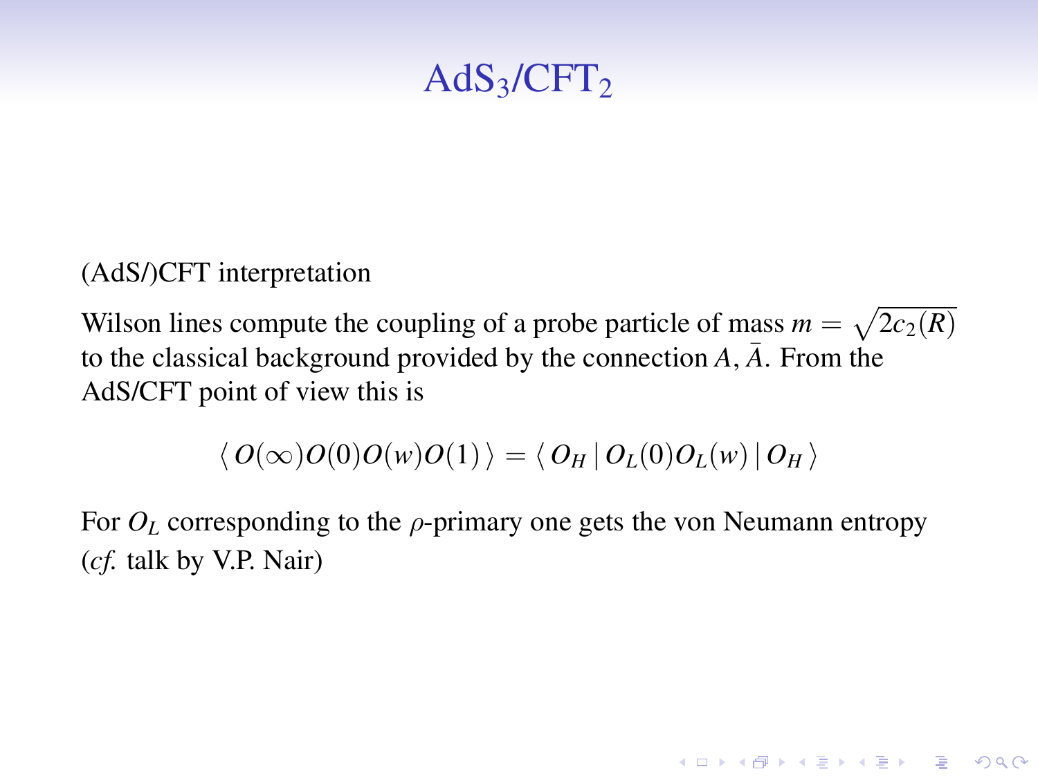# $\text{AdS}_3/\text{CFT}_2$

(AdS/)CFT interpretation

Wilson lines compute the coupling of a probe particle of mass $m = \sqrt{2c_2(R)}$ to the classical background provided by the connection $A, \bar{A}$. From the AdS/CFT point of view this is

$$\langle\, O(\infty)O(0)O(w)O(1)\,\rangle = \langle\, O_H \,|\, O_L(0)O_L(w)\,|\, O_H\,\rangle$$

For $O_L$ corresponding to the $\rho$-primary one gets the von Neumann entropy (*cf.* talk by V.P. Nair)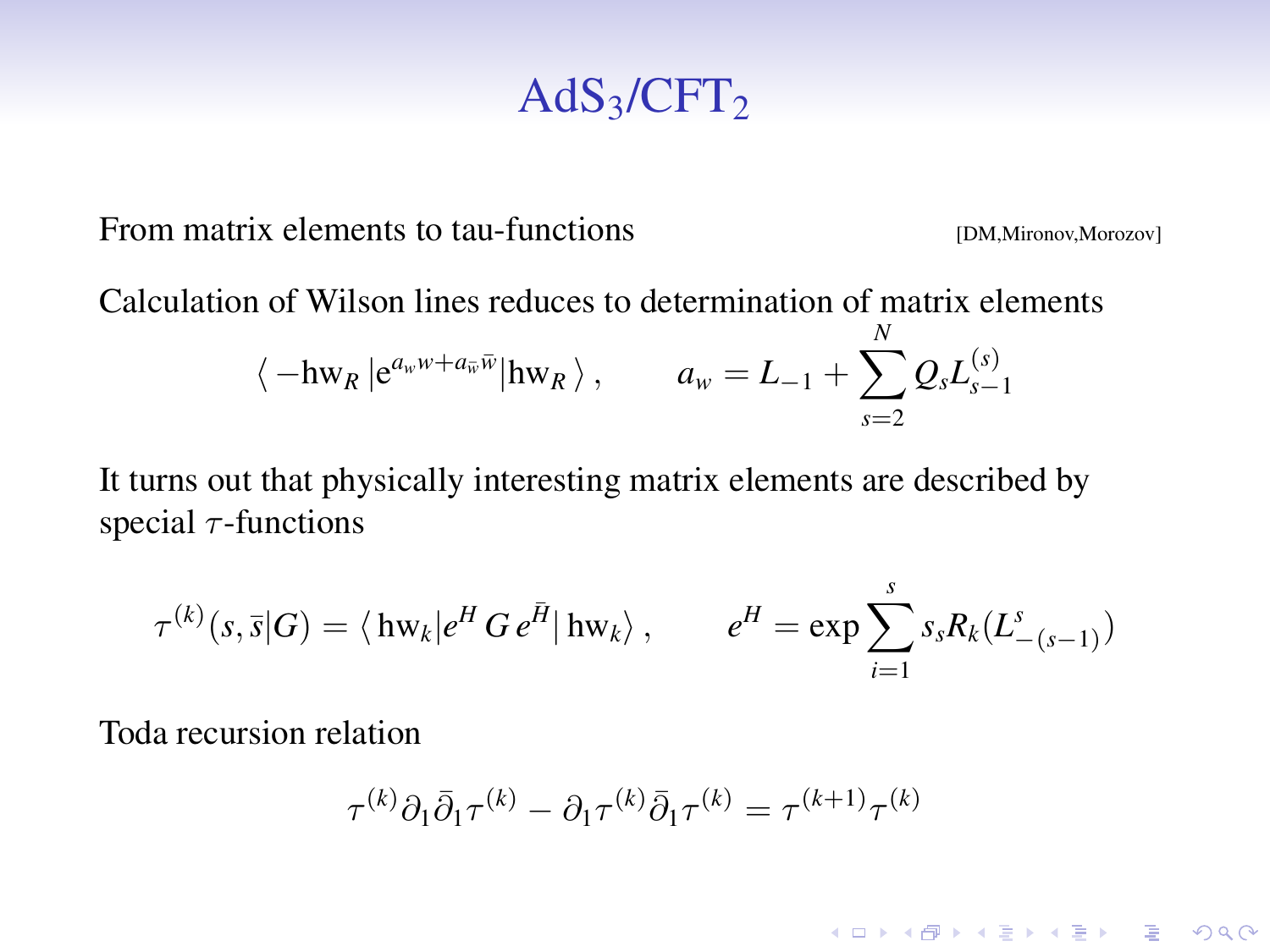# $\mathrm{AdS}_3/\mathrm{CFT}_2$

From matrix elements to tau-functions [DM,Mironov,Morozov]

Calculation of Wilson lines reduces to determination of matrix elements

$$\langle -\mathrm{hw}_R \,|\mathrm{e}^{a_w w + a_{\bar{w}}\bar{w}}|\mathrm{hw}_R \,\rangle \,, \qquad a_w = L_{-1} + \sum_{s=2}^{N} Q_s L^{(s)}_{s-1}$$

It turns out that physically interesting matrix elements are described by special $\tau$-functions

$$\tau^{(k)}(s,\bar{s}|G) = \langle\, \mathrm{hw}_k | e^H \, G \, e^{\bar{H}} |\, \mathrm{hw}_k \rangle \,, \qquad e^H = \exp \sum_{i=1}^{s} s_s R_k(L^s_{-(s-1)})$$

Toda recursion relation

$$\tau^{(k)} \partial_1 \bar{\partial}_1 \tau^{(k)} - \partial_1 \tau^{(k)} \bar{\partial}_1 \tau^{(k)} = \tau^{(k+1)} \tau^{(k)}$$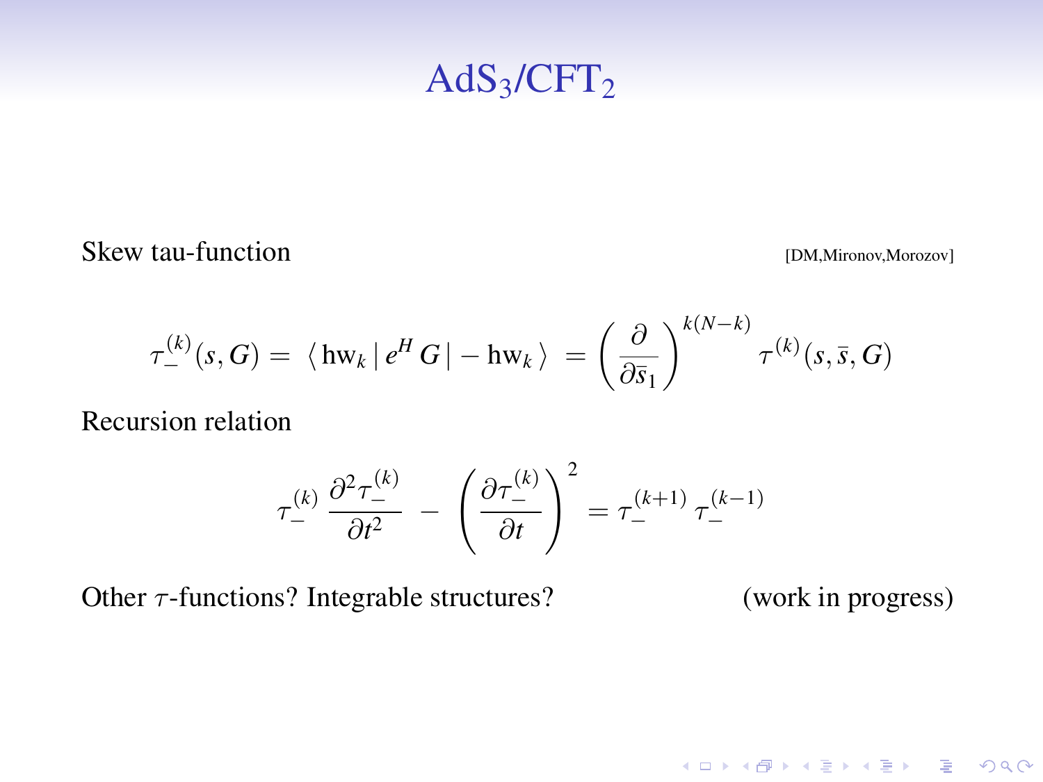# AdS$_3$/CFT$_2$

Skew tau-function [DM,Mironov,Morozov]

$$\tau_-^{(k)}(s,G) = \langle \, \mathrm{hw}_k \, | \, e^H \, G \, | - \mathrm{hw}_k \, \rangle \; = \left( \frac{\partial}{\partial \bar{s}_1} \right)^{k(N-k)} \tau^{(k)}(s, \bar{s}, G)$$

Recursion relation

$$\tau_-^{(k)} \, \frac{\partial^2 \tau_-^{(k)}}{\partial t^2} \; - \; \left( \frac{\partial \tau_-^{(k)}}{\partial t} \right)^2 = \tau_-^{(k+1)} \, \tau_-^{(k-1)}$$

Other $\tau$-functions? Integrable structures? (work in progress)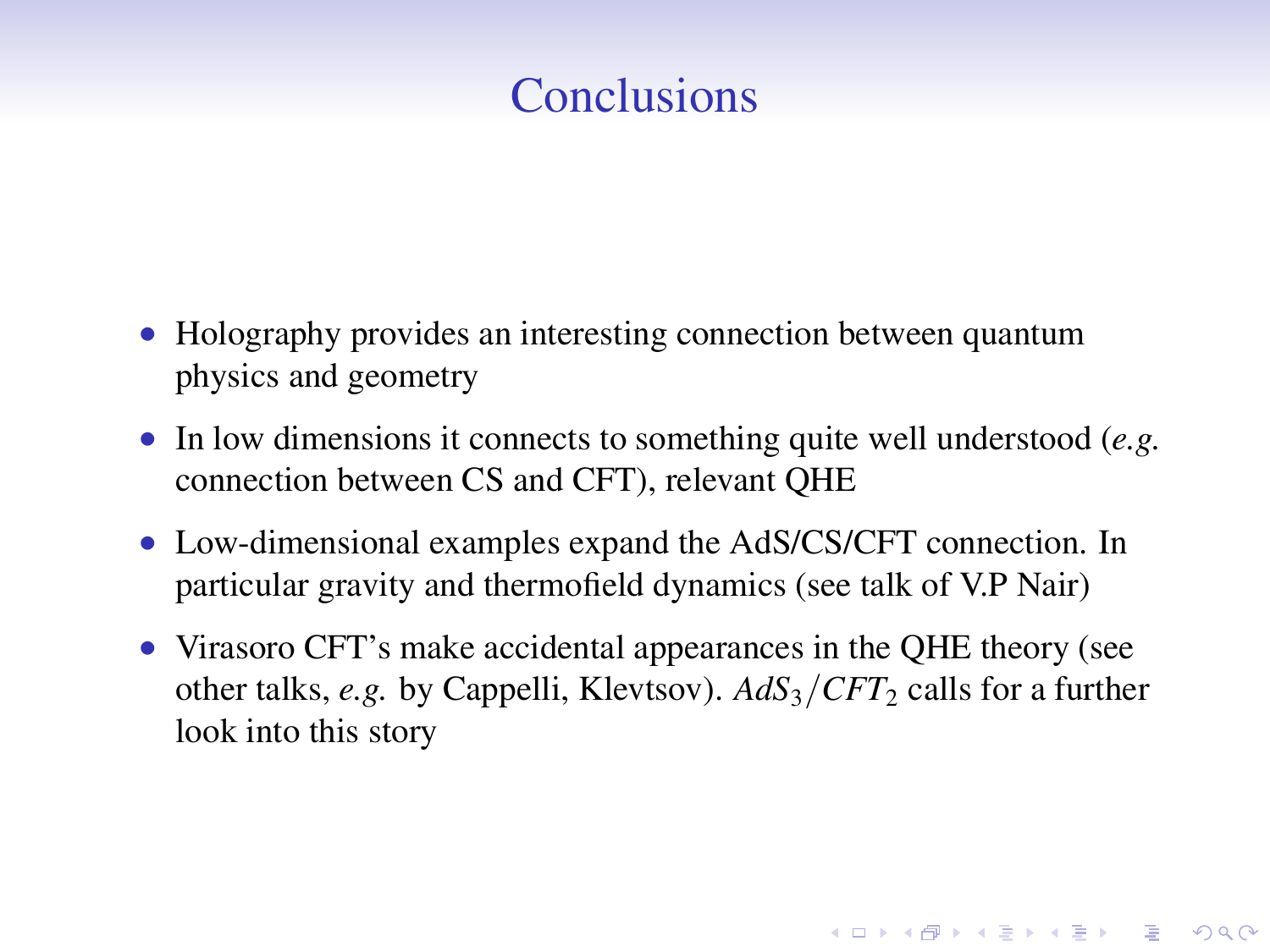# Conclusions

- Holography provides an interesting connection between quantum physics and geometry
- In low dimensions it connects to something quite well understood (*e.g.* connection between CS and CFT), relevant QHE
- Low-dimensional examples expand the AdS/CS/CFT connection. In particular gravity and thermofield dynamics (see talk of V.P Nair)
- Virasoro CFT's make accidental appearances in the QHE theory (see other talks, *e.g.* by Cappelli, Klevtsov). $AdS_3/CFT_2$ calls for a further look into this story